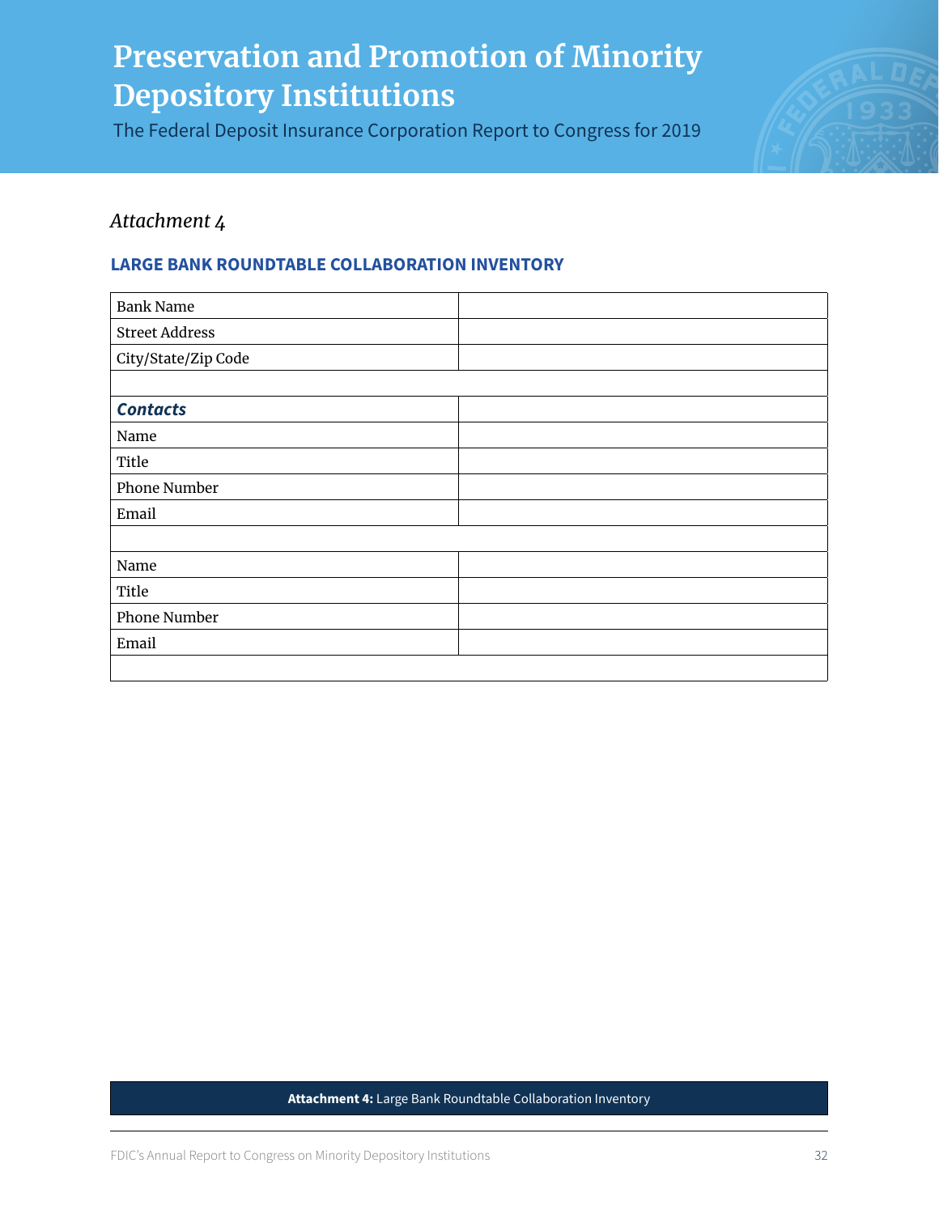# Preservation and Promotion of Minority Depository Institutions

The Federal Deposit Insurance Corporation Report to Congress for 2019

*Attachment 4*

## LARGE BANK ROUNDTABLE COLLABORATION INVENTORY

| | |
|---|---|
| Bank Name | |
| Street Address | |
| City/State/Zip Code | |
| | |
| ***Contacts*** | |
| Name | |
| Title | |
| Phone Number | |
| Email | |
| | |
| Name | |
| Title | |
| Phone Number | |
| Email | |
| | |

**Attachment 4:** Large Bank Roundtable Collaboration Inventory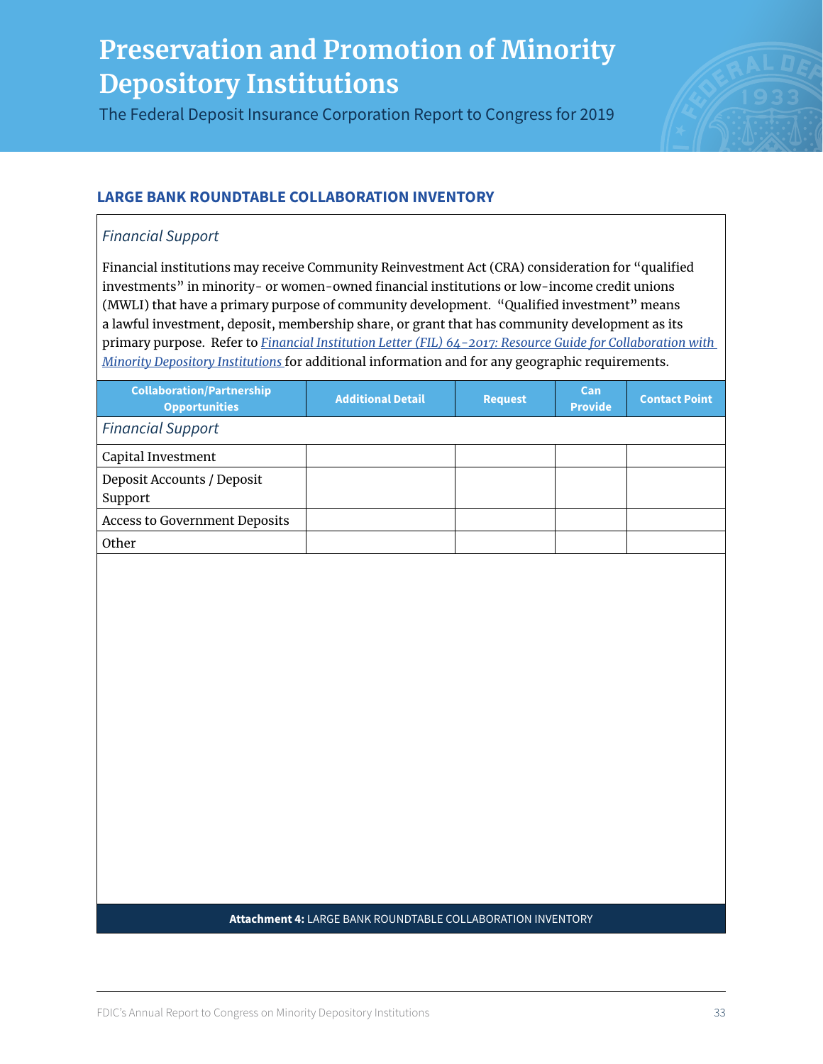## LARGE BANK ROUNDTABLE COLLABORATION INVENTORY

*Financial Support*

Financial institutions may receive Community Reinvestment Act (CRA) consideration for "qualified investments" in minority- or women-owned financial institutions or low-income credit unions (MWLI) that have a primary purpose of community development. "Qualified investment" means a lawful investment, deposit, membership share, or grant that has community development as its primary purpose. Refer to *Financial Institution Letter (FIL) 64-2017: Resource Guide for Collaboration with Minority Depository Institutions* for additional information and for any geographic requirements.

| Collaboration/Partnership Opportunities | Additional Detail | Request | Can Provide | Contact Point |
|---|---|---|---|---|
| *Financial Support* | | | | |
| Capital Investment | | | | |
| Deposit Accounts / Deposit Support | | | | |
| Access to Government Deposits | | | | |
| Other | | | | |

**Attachment 4:** LARGE BANK ROUNDTABLE COLLABORATION INVENTORY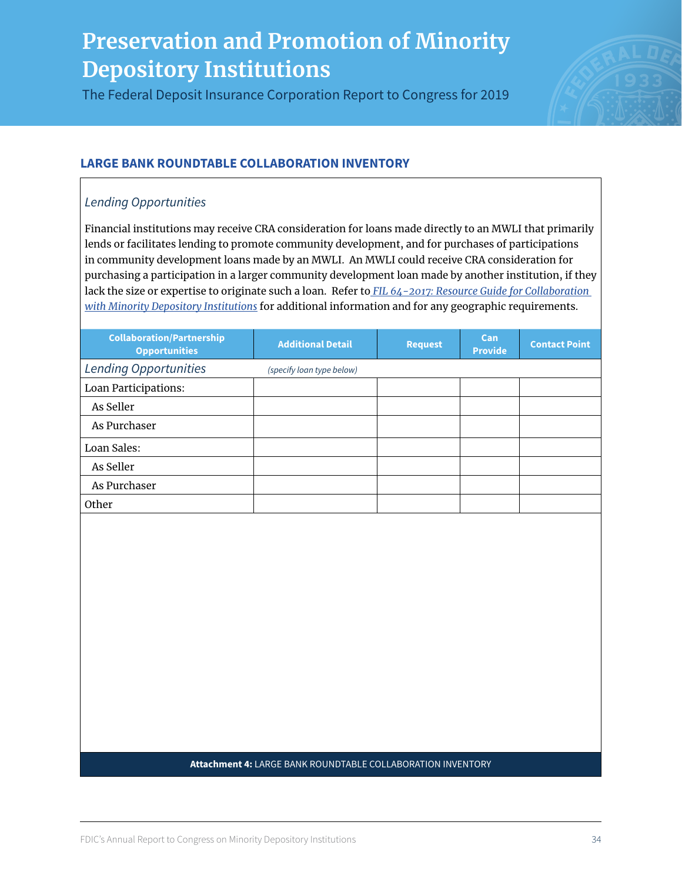## LARGE BANK ROUNDTABLE COLLABORATION INVENTORY

*Lending Opportunities*

Financial institutions may receive CRA consideration for loans made directly to an MWLI that primarily lends or facilitates lending to promote community development, and for purchases of participations in community development loans made by an MWLI. An MWLI could receive CRA consideration for purchasing a participation in a larger community development loan made by another institution, if they lack the size or expertise to originate such a loan. Refer to *FIL 64-2017: Resource Guide for Collaboration with Minority Depository Institutions* for additional information and for any geographic requirements.

| Collaboration/Partnership Opportunities | Additional Detail | Request | Can Provide | Contact Point |
|---|---|---|---|---|
| *Lending Opportunities* | *(specify loan type below)* | | | |
| Loan Participations: | | | | |
| As Seller | | | | |
| As Purchaser | | | | |
| Loan Sales: | | | | |
| As Seller | | | | |
| As Purchaser | | | | |
| Other | | | | |

**Attachment 4:** LARGE BANK ROUNDTABLE COLLABORATION INVENTORY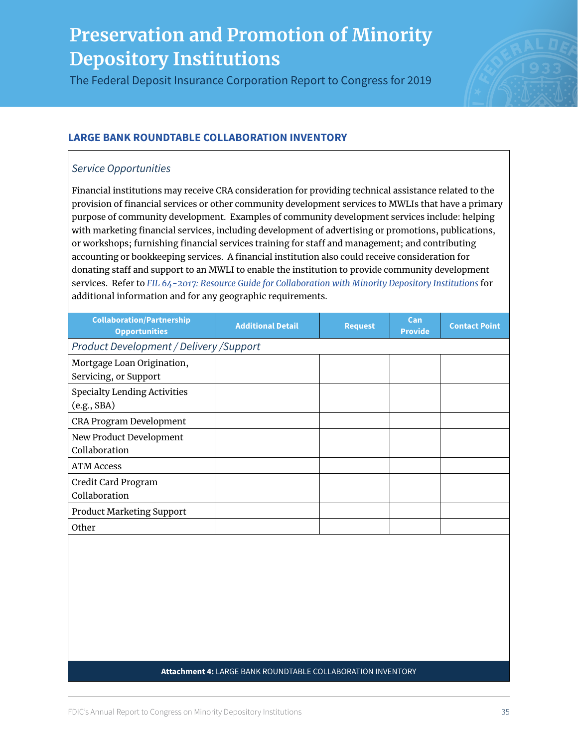## LARGE BANK ROUNDTABLE COLLABORATION INVENTORY

*Service Opportunities*

Financial institutions may receive CRA consideration for providing technical assistance related to the provision of financial services or other community development services to MWLIs that have a primary purpose of community development. Examples of community development services include: helping with marketing financial services, including development of advertising or promotions, publications, or workshops; furnishing financial services training for staff and management; and contributing accounting or bookkeeping services. A financial institution also could receive consideration for donating staff and support to an MWLI to enable the institution to provide community development services. Refer to *FIL 64-2017: Resource Guide for Collaboration with Minority Depository Institutions* for additional information and for any geographic requirements.

| Collaboration/Partnership Opportunities | Additional Detail | Request | Can Provide | Contact Point |
|---|---|---|---|---|
| *Product Development / Delivery /Support* | | | | |
| Mortgage Loan Origination, Servicing, or Support | | | | |
| Specialty Lending Activities (e.g., SBA) | | | | |
| CRA Program Development | | | | |
| New Product Development Collaboration | | | | |
| ATM Access | | | | |
| Credit Card Program Collaboration | | | | |
| Product Marketing Support | | | | |
| Other | | | | |

**Attachment 4:** LARGE BANK ROUNDTABLE COLLABORATION INVENTORY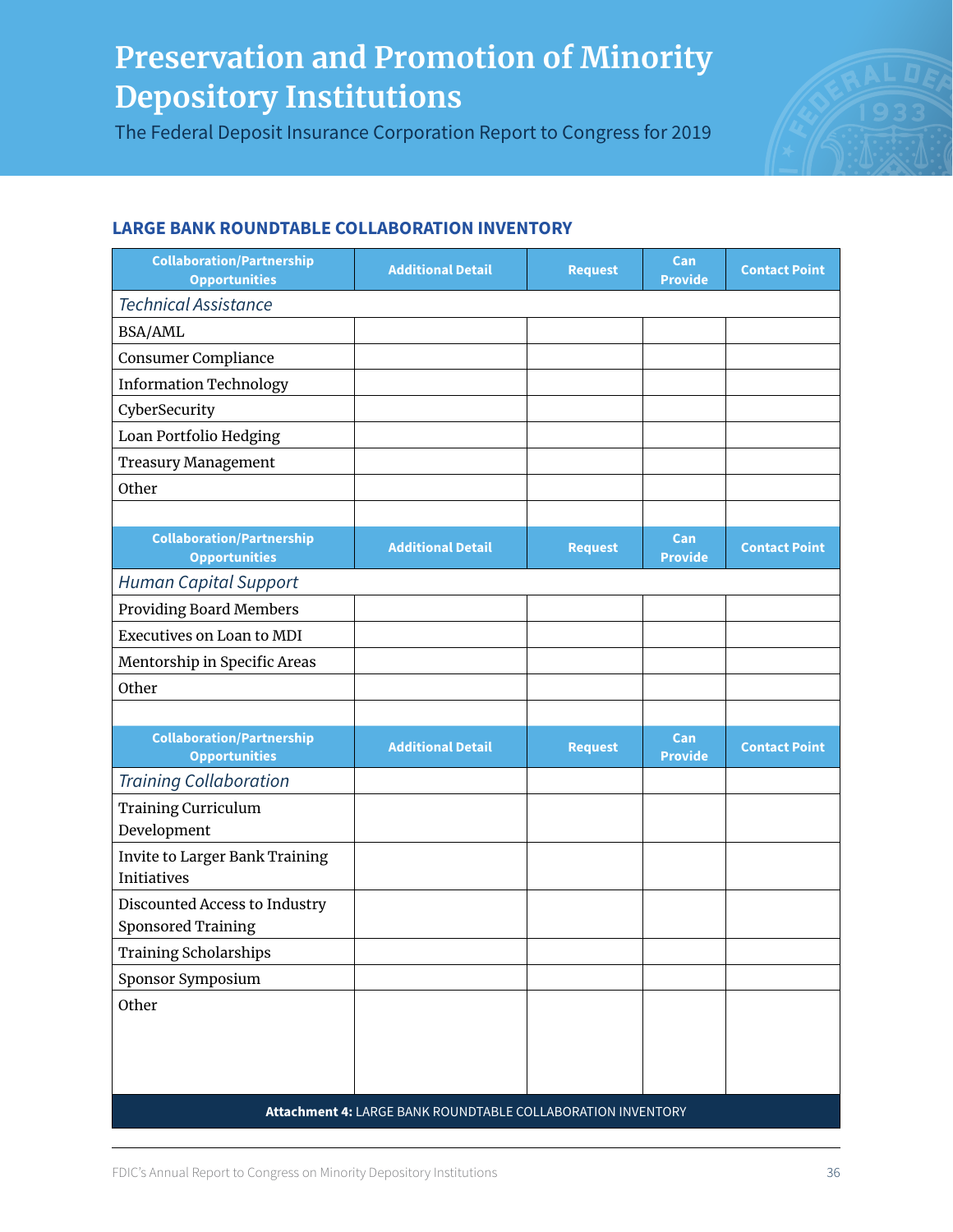# Preservation and Promotion of Minority Depository Institutions

The Federal Deposit Insurance Corporation Report to Congress for 2019

### LARGE BANK ROUNDTABLE COLLABORATION INVENTORY

| Collaboration/Partnership Opportunities | Additional Detail | Request | Can Provide | Contact Point |
|---|---|---|---|---|
| *Technical Assistance* | | | | |
| BSA/AML | | | | |
| Consumer Compliance | | | | |
| Information Technology | | | | |
| CyberSecurity | | | | |
| Loan Portfolio Hedging | | | | |
| Treasury Management | | | | |
| Other | | | | |
| | | | | |
| **Collaboration/Partnership Opportunities** | **Additional Detail** | **Request** | **Can Provide** | **Contact Point** |
| *Human Capital Support* | | | | |
| Providing Board Members | | | | |
| Executives on Loan to MDI | | | | |
| Mentorship in Specific Areas | | | | |
| Other | | | | |
| | | | | |
| **Collaboration/Partnership Opportunities** | **Additional Detail** | **Request** | **Can Provide** | **Contact Point** |
| *Training Collaboration* | | | | |
| Training Curriculum Development | | | | |
| Invite to Larger Bank Training Initiatives | | | | |
| Discounted Access to Industry Sponsored Training | | | | |
| Training Scholarships | | | | |
| Sponsor Symposium | | | | |
| Other | | | | |

**Attachment 4:** LARGE BANK ROUNDTABLE COLLABORATION INVENTORY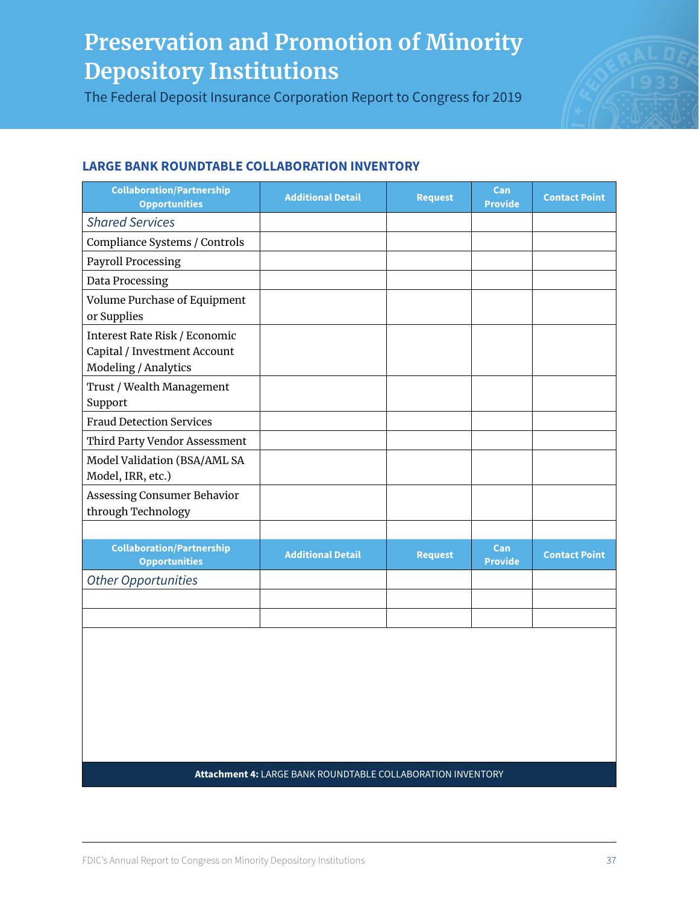# Preservation and Promotion of Minority Depository Institutions

The Federal Deposit Insurance Corporation Report to Congress for 2019

### LARGE BANK ROUNDTABLE COLLABORATION INVENTORY

| Collaboration/Partnership Opportunities | Additional Detail | Request | Can Provide | Contact Point |
|---|---|---|---|---|
| *Shared Services* | | | | |
| Compliance Systems / Controls | | | | |
| Payroll Processing | | | | |
| Data Processing | | | | |
| Volume Purchase of Equipment or Supplies | | | | |
| Interest Rate Risk / Economic Capital / Investment Account Modeling / Analytics | | | | |
| Trust / Wealth Management Support | | | | |
| Fraud Detection Services | | | | |
| Third Party Vendor Assessment | | | | |
| Model Validation (BSA/AML SA Model, IRR, etc.) | | | | |
| Assessing Consumer Behavior through Technology | | | | |
| | | | | |
| **Collaboration/Partnership Opportunities** | **Additional Detail** | **Request** | **Can Provide** | **Contact Point** |
| *Other Opportunities* | | | | |
| | | | | |
| | | | | |

**Attachment 4:** LARGE BANK ROUNDTABLE COLLABORATION INVENTORY